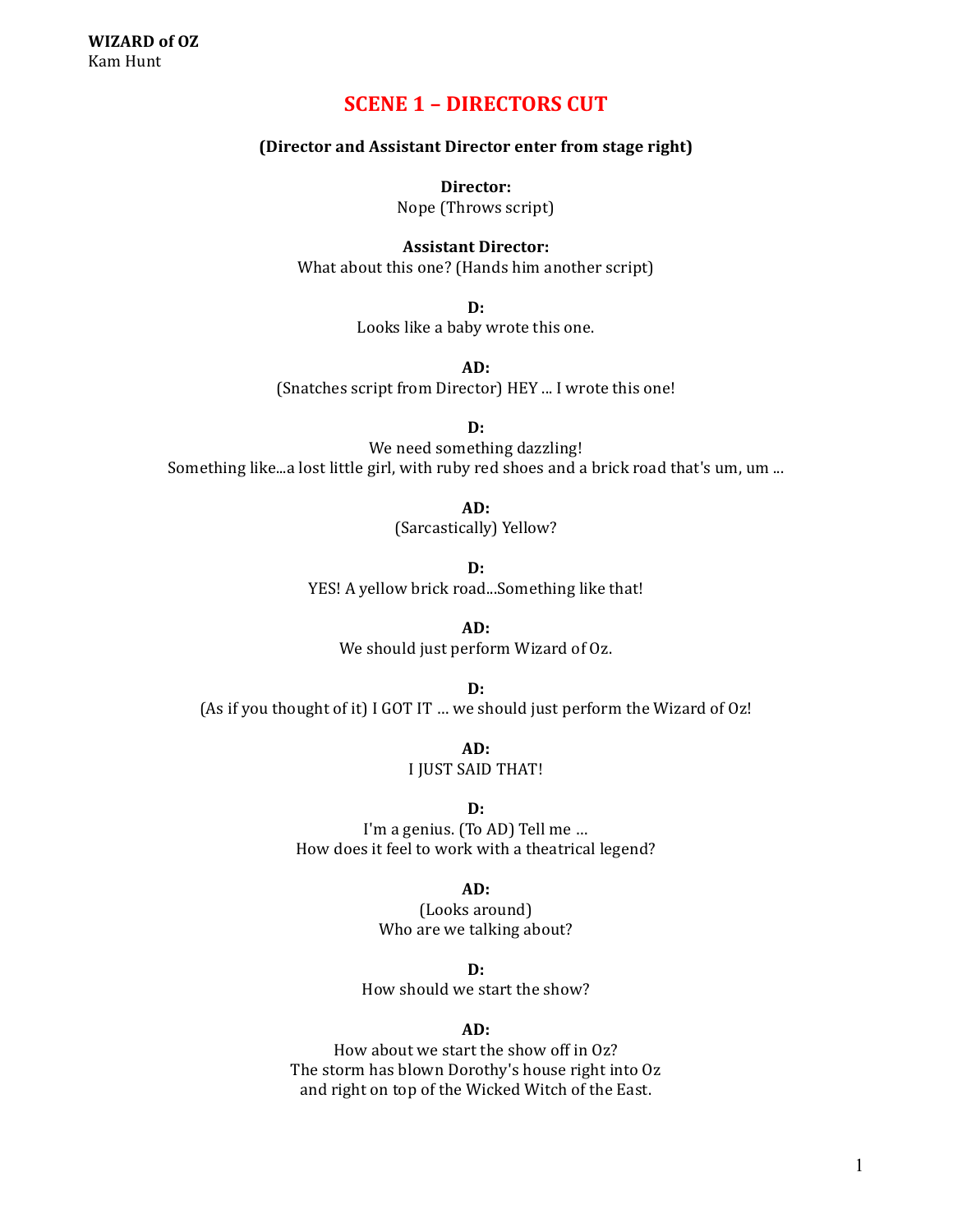**WIZARD of OZ**
Kam Hunt

# SCENE 1 – DIRECTORS CUT

**(Director and Assistant Director enter from stage right)**

**Director:**
Nope (Throws script)

**Assistant Director:**
What about this one? (Hands him another script)

**D:**
Looks like a baby wrote this one.

**AD:**
(Snatches script from Director) HEY ... I wrote this one!

**D:**
We need something dazzling!
Something like...a lost little girl, with ruby red shoes and a brick road that's um, um ...

**AD:**
(Sarcastically) Yellow?

**D:**
YES! A yellow brick road...Something like that!

**AD:**
We should just perform Wizard of Oz.

**D:**
(As if you thought of it) I GOT IT … we should just perform the Wizard of Oz!

**AD:**
I JUST SAID THAT!

**D:**
I'm a genius. (To AD) Tell me …
How does it feel to work with a theatrical legend?

**AD:**
(Looks around)
Who are we talking about?

**D:**
How should we start the show?

**AD:**
How about we start the show off in Oz?
The storm has blown Dorothy's house right into Oz
and right on top of the Wicked Witch of the East.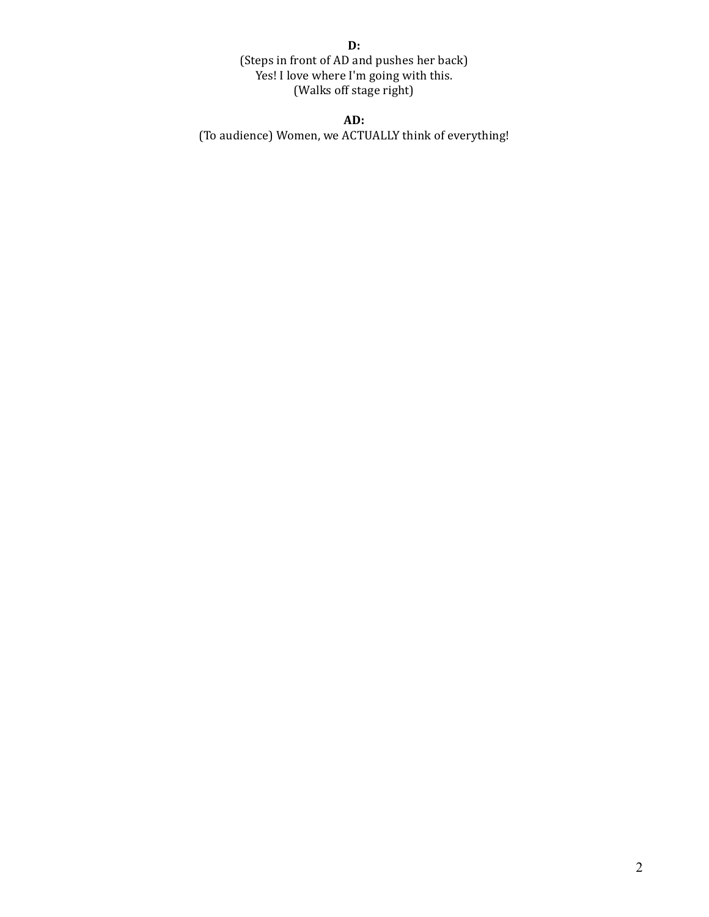**D:**

(Steps in front of AD and pushes her back)
Yes! I love where I'm going with this.
(Walks off stage right)

**AD:**

(To audience) Women, we ACTUALLY think of everything!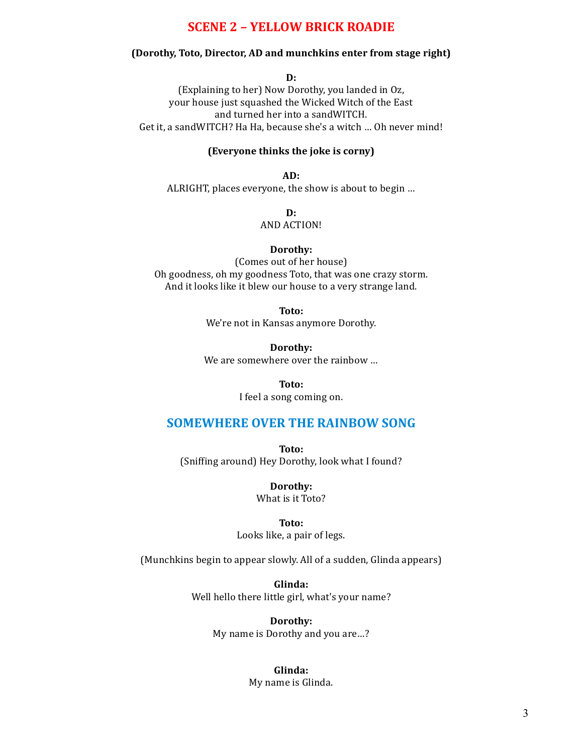## SCENE 2 – YELLOW BRICK ROADIE

**(Dorothy, Toto, Director, AD and munchkins enter from stage right)**

**D:**
(Explaining to her) Now Dorothy, you landed in Oz,
your house just squashed the Wicked Witch of the East
and turned her into a sandWITCH.
Get it, a sandWITCH? Ha Ha, because she's a witch … Oh never mind!

**(Everyone thinks the joke is corny)**

**AD:**
ALRIGHT, places everyone, the show is about to begin …

**D:**
AND ACTION!

**Dorothy:**
(Comes out of her house)
Oh goodness, oh my goodness Toto, that was one crazy storm.
And it looks like it blew our house to a very strange land.

**Toto:**
We're not in Kansas anymore Dorothy.

**Dorothy:**
We are somewhere over the rainbow …

**Toto:**
I feel a song coming on.

### SOMEWHERE OVER THE RAINBOW SONG

**Toto:**
(Sniffing around) Hey Dorothy, look what I found?

**Dorothy:**
What is it Toto?

**Toto:**
Looks like, a pair of legs.

(Munchkins begin to appear slowly. All of a sudden, Glinda appears)

**Glinda:**
Well hello there little girl, what's your name?

**Dorothy:**
My name is Dorothy and you are…?

**Glinda:**
My name is Glinda.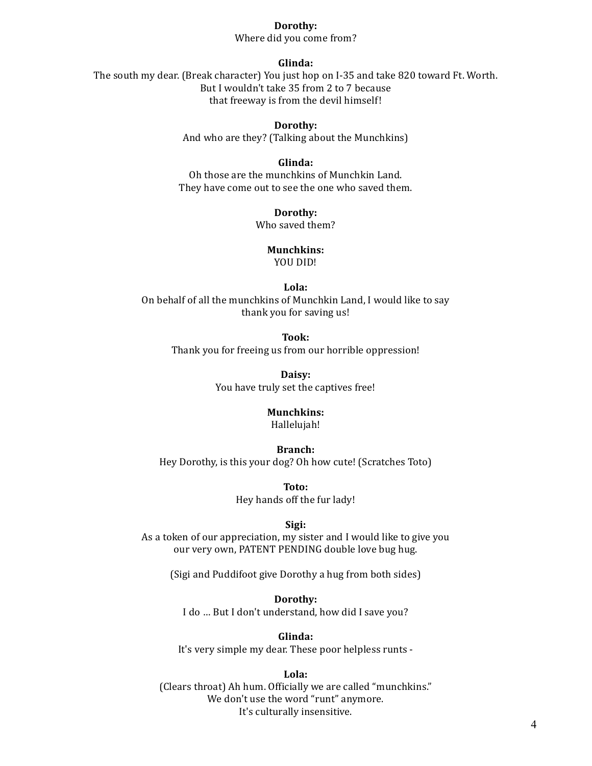**Dorothy:**
Where did you come from?

**Glinda:**
The south my dear. (Break character) You just hop on I-35 and take 820 toward Ft. Worth.
But I wouldn't take 35 from 2 to 7 because
that freeway is from the devil himself!

**Dorothy:**
And who are they? (Talking about the Munchkins)

**Glinda:**
Oh those are the munchkins of Munchkin Land.
They have come out to see the one who saved them.

**Dorothy:**
Who saved them?

**Munchkins:**
YOU DID!

**Lola:**
On behalf of all the munchkins of Munchkin Land, I would like to say
thank you for saving us!

**Took:**
Thank you for freeing us from our horrible oppression!

**Daisy:**
You have truly set the captives free!

**Munchkins:**
Hallelujah!

**Branch:**
Hey Dorothy, is this your dog? Oh how cute! (Scratches Toto)

**Toto:**
Hey hands off the fur lady!

**Sigi:**
As a token of our appreciation, my sister and I would like to give you
our very own, PATENT PENDING double love bug hug.

(Sigi and Puddifoot give Dorothy a hug from both sides)

**Dorothy:**
I do … But I don't understand, how did I save you?

**Glinda:**
It's very simple my dear. These poor helpless runts -

**Lola:**
(Clears throat) Ah hum. Officially we are called "munchkins."
We don't use the word "runt" anymore.
It's culturally insensitive.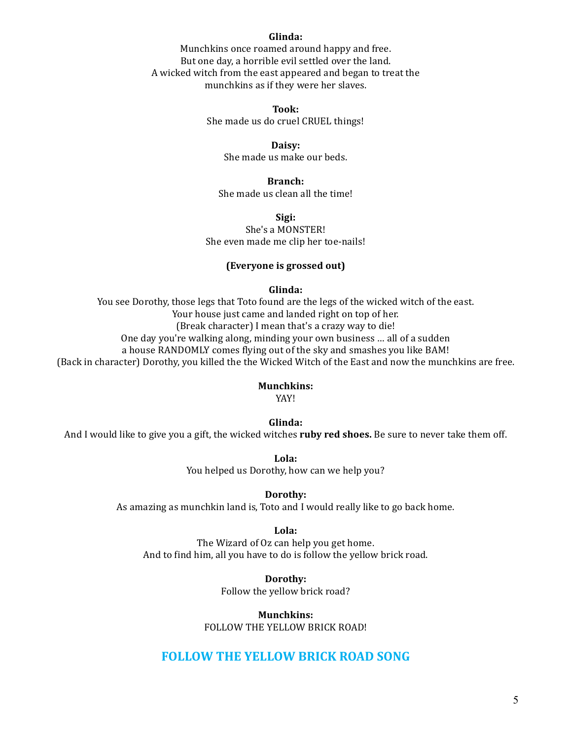**Glinda:**
Munchkins once roamed around happy and free.
But one day, a horrible evil settled over the land.
A wicked witch from the east appeared and began to treat the munchkins as if they were her slaves.

**Took:**
She made us do cruel CRUEL things!

**Daisy:**
She made us make our beds.

**Branch:**
She made us clean all the time!

**Sigi:**
She's a MONSTER!
She even made me clip her toe-nails!

**(Everyone is grossed out)**

**Glinda:**
You see Dorothy, those legs that Toto found are the legs of the wicked witch of the east.
Your house just came and landed right on top of her.
(Break character) I mean that's a crazy way to die!
One day you're walking along, minding your own business … all of a sudden
a house RANDOMLY comes flying out of the sky and smashes you like BAM!
(Back in character) Dorothy, you killed the the Wicked Witch of the East and now the munchkins are free.

**Munchkins:**
YAY!

**Glinda:**
And I would like to give you a gift, the wicked witches **ruby red shoes.** Be sure to never take them off.

**Lola:**
You helped us Dorothy, how can we help you?

**Dorothy:**
As amazing as munchkin land is, Toto and I would really like to go back home.

**Lola:**
The Wizard of Oz can help you get home.
And to find him, all you have to do is follow the yellow brick road.

**Dorothy:**
Follow the yellow brick road?

**Munchkins:**
FOLLOW THE YELLOW BRICK ROAD!

## FOLLOW THE YELLOW BRICK ROAD SONG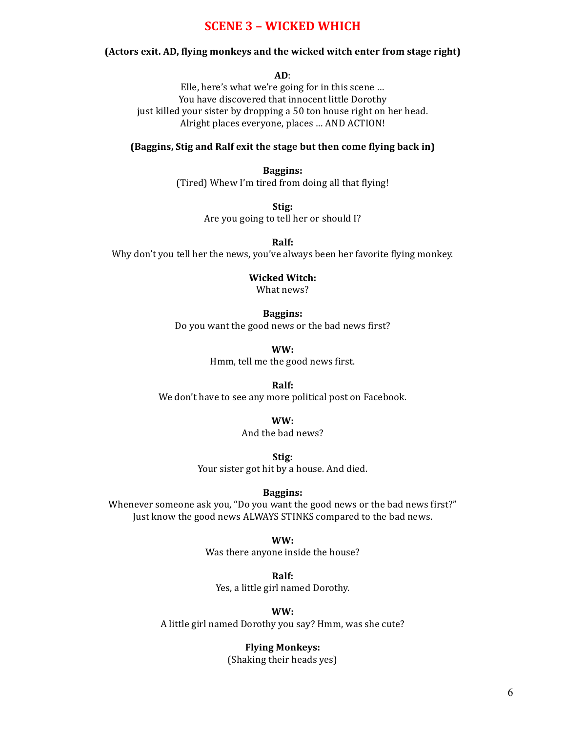## SCENE 3 – WICKED WHICH

**(Actors exit. AD, flying monkeys and the wicked witch enter from stage right)**

**AD**:
Elle, here's what we're going for in this scene …
You have discovered that innocent little Dorothy
just killed your sister by dropping a 50 ton house right on her head.
Alright places everyone, places … AND ACTION!

**(Baggins, Stig and Ralf exit the stage but then come flying back in)**

**Baggins:**
(Tired) Whew I'm tired from doing all that flying!

**Stig:**
Are you going to tell her or should I?

**Ralf:**
Why don't you tell her the news, you've always been her favorite flying monkey.

**Wicked Witch:**
What news?

**Baggins:**
Do you want the good news or the bad news first?

**WW:**
Hmm, tell me the good news first.

**Ralf:**
We don't have to see any more political post on Facebook.

**WW:**
And the bad news?

**Stig:**
Your sister got hit by a house. And died.

**Baggins:**
Whenever someone ask you, "Do you want the good news or the bad news first?"
Just know the good news ALWAYS STINKS compared to the bad news.

**WW:**
Was there anyone inside the house?

**Ralf:**
Yes, a little girl named Dorothy.

**WW:**
A little girl named Dorothy you say? Hmm, was she cute?

**Flying Monkeys:**
(Shaking their heads yes)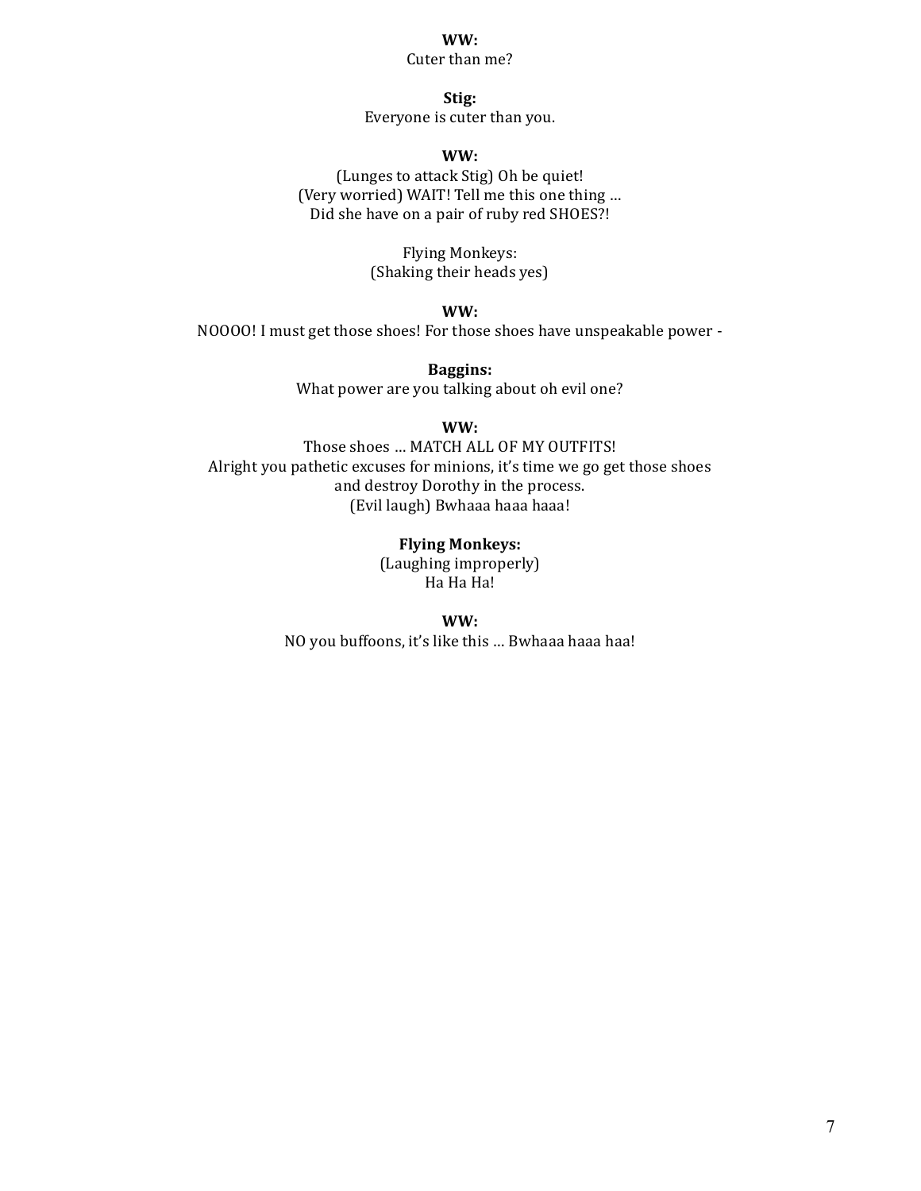**WW:**
Cuter than me?

**Stig:**
Everyone is cuter than you.

**WW:**
(Lunges to attack Stig) Oh be quiet!
(Very worried) WAIT! Tell me this one thing …
Did she have on a pair of ruby red SHOES?!

Flying Monkeys:
(Shaking their heads yes)

**WW:**
NOOOO! I must get those shoes! For those shoes have unspeakable power -

**Baggins:**
What power are you talking about oh evil one?

**WW:**
Those shoes … MATCH ALL OF MY OUTFITS!
Alright you pathetic excuses for minions, it's time we go get those shoes
and destroy Dorothy in the process.
(Evil laugh) Bwhaaa haaa haaa!

**Flying Monkeys:**
(Laughing improperly)
Ha Ha Ha!

**WW:**
NO you buffoons, it's like this … Bwhaaa haaa haa!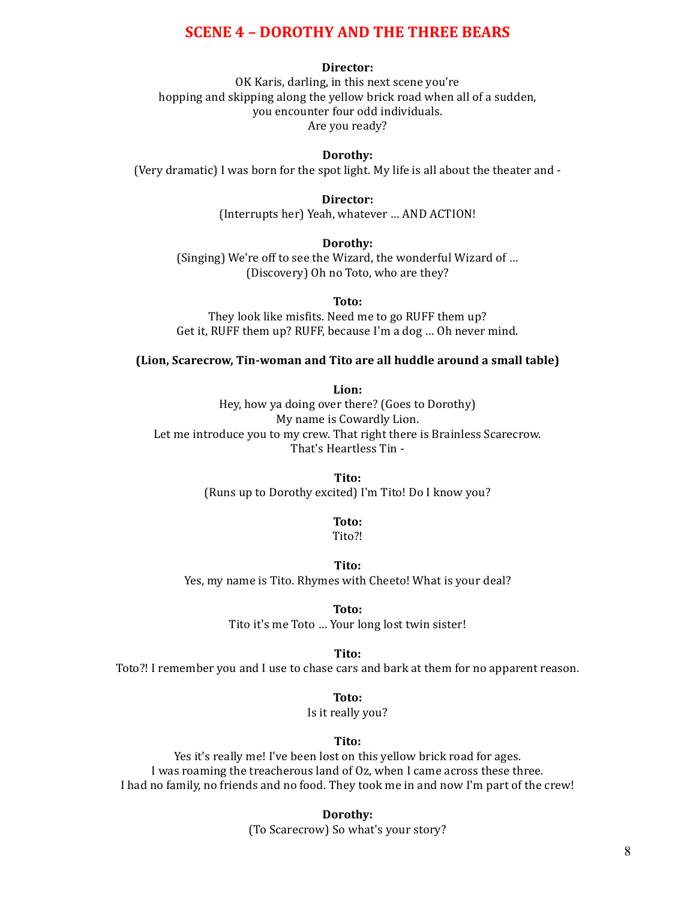# SCENE 4 – DOROTHY AND THE THREE BEARS

**Director:**
OK Karis, darling, in this next scene you're
hopping and skipping along the yellow brick road when all of a sudden,
you encounter four odd individuals.
Are you ready?

**Dorothy:**
(Very dramatic) I was born for the spot light. My life is all about the theater and -

**Director:**
(Interrupts her) Yeah, whatever … AND ACTION!

**Dorothy:**
(Singing) We're off to see the Wizard, the wonderful Wizard of …
(Discovery) Oh no Toto, who are they?

**Toto:**
They look like misfits. Need me to go RUFF them up?
Get it, RUFF them up? RUFF, because I'm a dog … Oh never mind.

**(Lion, Scarecrow, Tin-woman and Tito are all huddle around a small table)**

**Lion:**
Hey, how ya doing over there? (Goes to Dorothy)
My name is Cowardly Lion.
Let me introduce you to my crew. That right there is Brainless Scarecrow.
That's Heartless Tin -

**Tito:**
(Runs up to Dorothy excited) I'm Tito! Do I know you?

**Toto:**
Tito?!

**Tito:**
Yes, my name is Tito. Rhymes with Cheeto! What is your deal?

**Toto:**
Tito it's me Toto … Your long lost twin sister!

**Tito:**
Toto?! I remember you and I use to chase cars and bark at them for no apparent reason.

**Toto:**
Is it really you?

**Tito:**
Yes it's really me! I've been lost on this yellow brick road for ages.
I was roaming the treacherous land of Oz, when I came across these three.
I had no family, no friends and no food. They took me in and now I'm part of the crew!

**Dorothy:**
(To Scarecrow) So what's your story?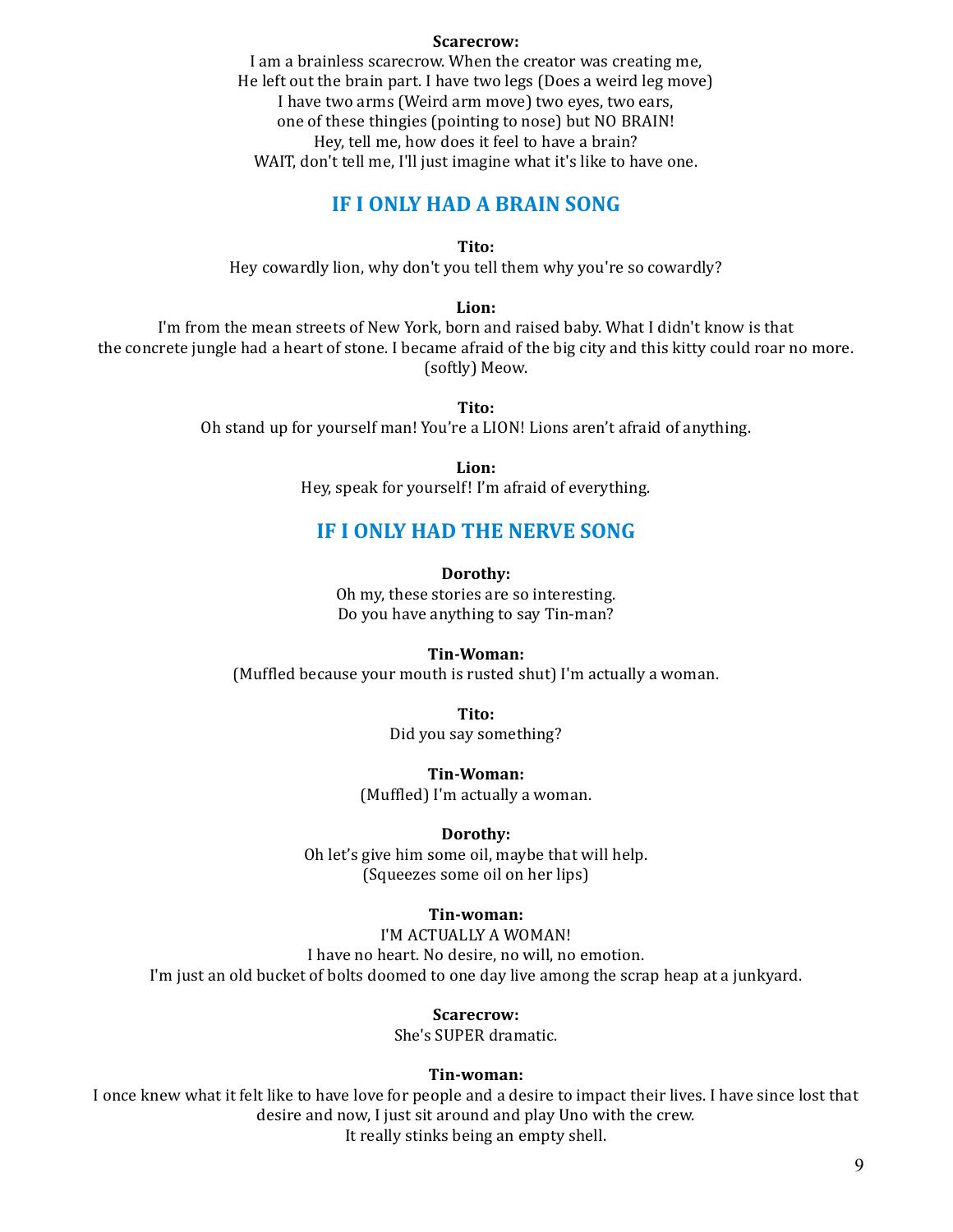**Scarecrow:**

I am a brainless scarecrow. When the creator was creating me,
He left out the brain part. I have two legs (Does a weird leg move)
I have two arms (Weird arm move) two eyes, two ears,
one of these thingies (pointing to nose) but NO BRAIN!
Hey, tell me, how does it feel to have a brain?
WAIT, don't tell me, I'll just imagine what it's like to have one.

## IF I ONLY HAD A BRAIN SONG

**Tito:**

Hey cowardly lion, why don't you tell them why you're so cowardly?

**Lion:**

I'm from the mean streets of New York, born and raised baby. What I didn't know is that the concrete jungle had a heart of stone. I became afraid of the big city and this kitty could roar no more. (softly) Meow.

**Tito:**

Oh stand up for yourself man! You're a LION! Lions aren't afraid of anything.

**Lion:**

Hey, speak for yourself! I'm afraid of everything.

## IF I ONLY HAD THE NERVE SONG

**Dorothy:**

Oh my, these stories are so interesting.
Do you have anything to say Tin-man?

**Tin-Woman:**

(Muffled because your mouth is rusted shut) I'm actually a woman.

**Tito:**

Did you say something?

**Tin-Woman:**

(Muffled) I'm actually a woman.

**Dorothy:**

Oh let's give him some oil, maybe that will help.
(Squeezes some oil on her lips)

**Tin-woman:**

I'M ACTUALLY A WOMAN!
I have no heart. No desire, no will, no emotion.
I'm just an old bucket of bolts doomed to one day live among the scrap heap at a junkyard.

**Scarecrow:**

She's SUPER dramatic.

**Tin-woman:**

I once knew what it felt like to have love for people and a desire to impact their lives. I have since lost that desire and now, I just sit around and play Uno with the crew.
It really stinks being an empty shell.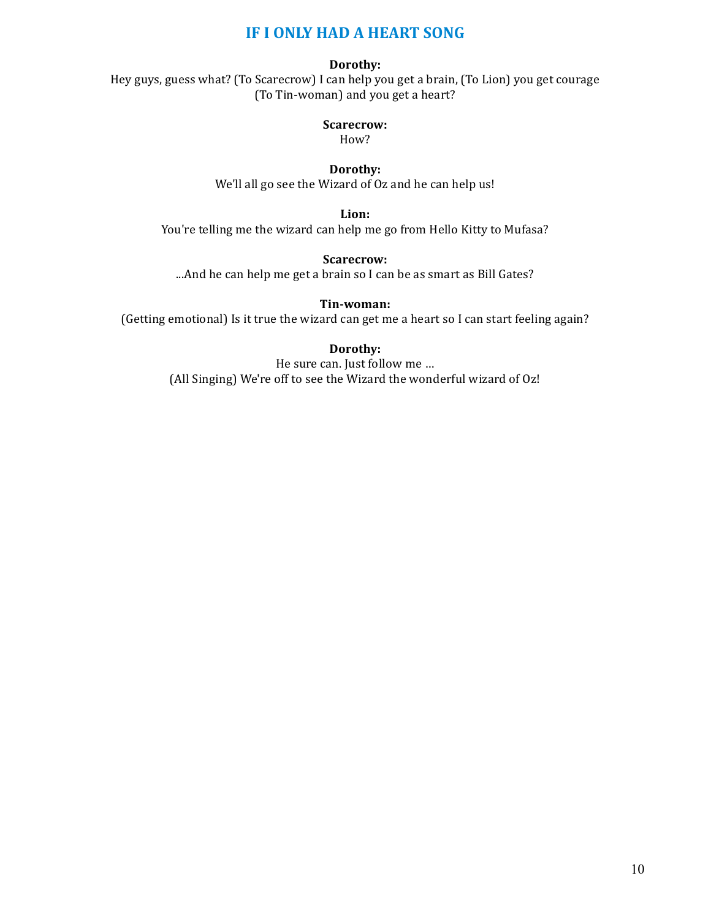## IF I ONLY HAD A HEART SONG

**Dorothy:**
Hey guys, guess what? (To Scarecrow) I can help you get a brain, (To Lion) you get courage (To Tin-woman) and you get a heart?

**Scarecrow:**
How?

**Dorothy:**
We'll all go see the Wizard of Oz and he can help us!

**Lion:**
You're telling me the wizard can help me go from Hello Kitty to Mufasa?

**Scarecrow:**
...And he can help me get a brain so I can be as smart as Bill Gates?

**Tin-woman:**
(Getting emotional) Is it true the wizard can get me a heart so I can start feeling again?

**Dorothy:**
He sure can. Just follow me …
(All Singing) We're off to see the Wizard the wonderful wizard of Oz!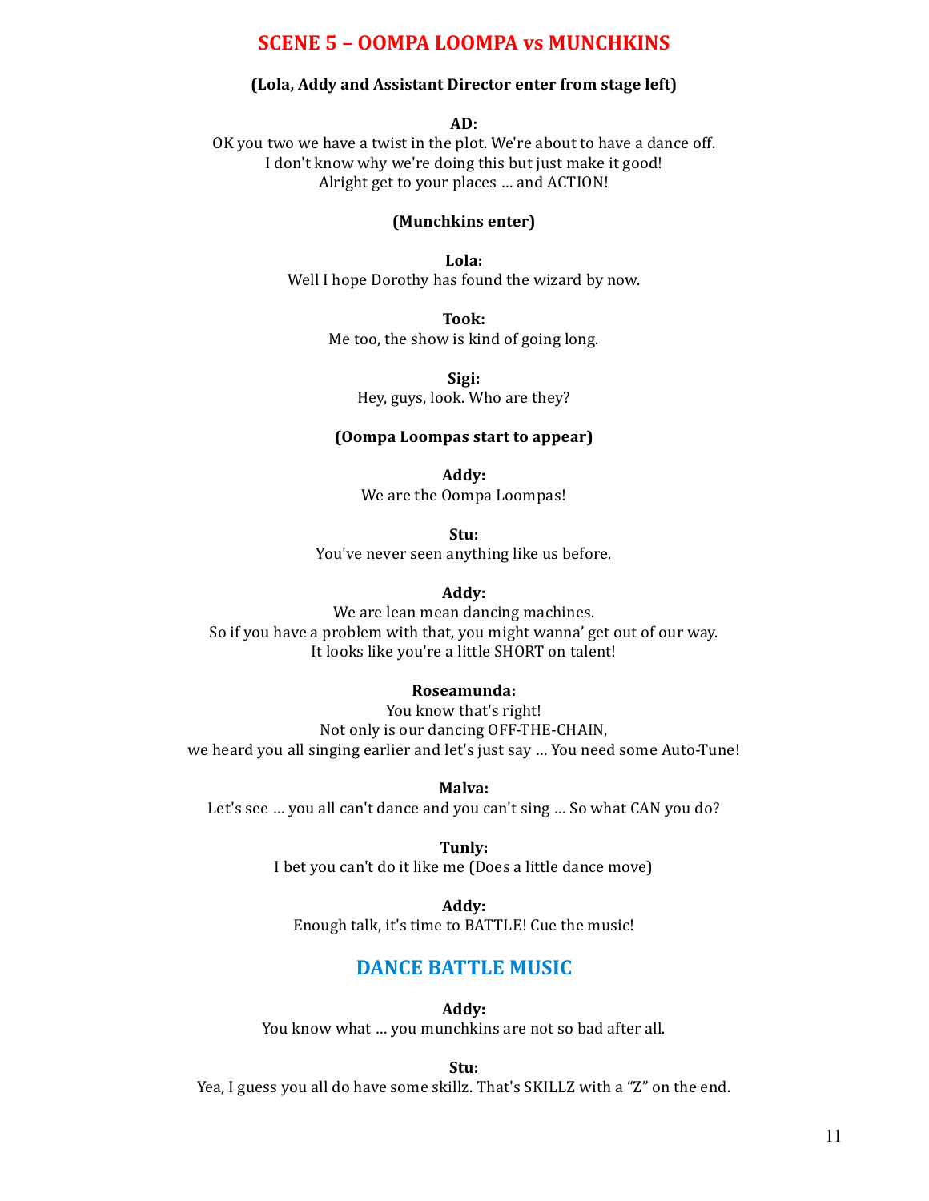# SCENE 5 – OOMPA LOOMPA vs MUNCHKINS

**(Lola, Addy and Assistant Director enter from stage left)**

**AD:**
OK you two we have a twist in the plot. We're about to have a dance off.
I don't know why we're doing this but just make it good!
Alright get to your places … and ACTION!

**(Munchkins enter)**

**Lola:**
Well I hope Dorothy has found the wizard by now.

**Took:**
Me too, the show is kind of going long.

**Sigi:**
Hey, guys, look. Who are they?

**(Oompa Loompas start to appear)**

**Addy:**
We are the Oompa Loompas!

**Stu:**
You've never seen anything like us before.

**Addy:**
We are lean mean dancing machines.
So if you have a problem with that, you might wanna' get out of our way.
It looks like you're a little SHORT on talent!

**Roseamunda:**
You know that's right!
Not only is our dancing OFF-THE-CHAIN,
we heard you all singing earlier and let's just say … You need some Auto-Tune!

**Malva:**
Let's see … you all can't dance and you can't sing … So what CAN you do?

**Tunly:**
I bet you can't do it like me (Does a little dance move)

**Addy:**
Enough talk, it's time to BATTLE! Cue the music!

## DANCE BATTLE MUSIC

**Addy:**
You know what … you munchkins are not so bad after all.

**Stu:**
Yea, I guess you all do have some skillz. That's SKILLZ with a "Z" on the end.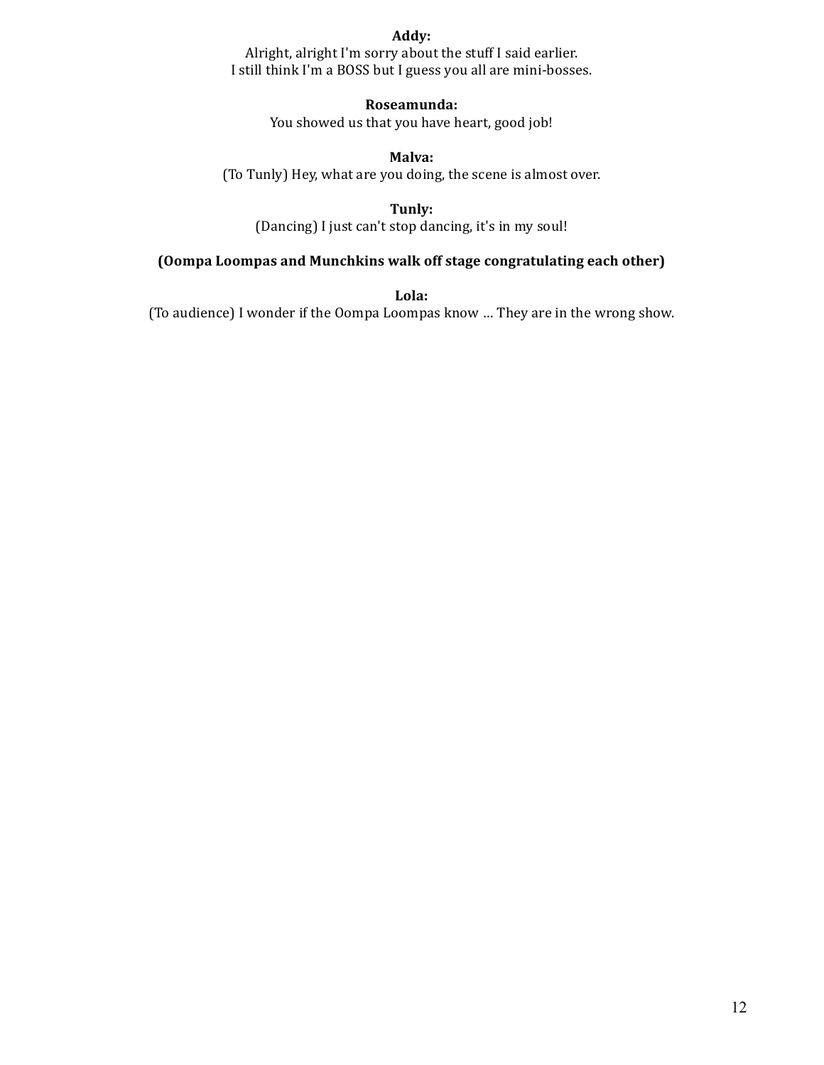**Addy:**

Alright, alright I'm sorry about the stuff I said earlier.
I still think I'm a BOSS but I guess you all are mini-bosses.

**Roseamunda:**

You showed us that you have heart, good job!

**Malva:**

(To Tunly) Hey, what are you doing, the scene is almost over.

**Tunly:**

(Dancing) I just can't stop dancing, it's in my soul!

**(Oompa Loompas and Munchkins walk off stage congratulating each other)**

**Lola:**

(To audience) I wonder if the Oompa Loompas know … They are in the wrong show.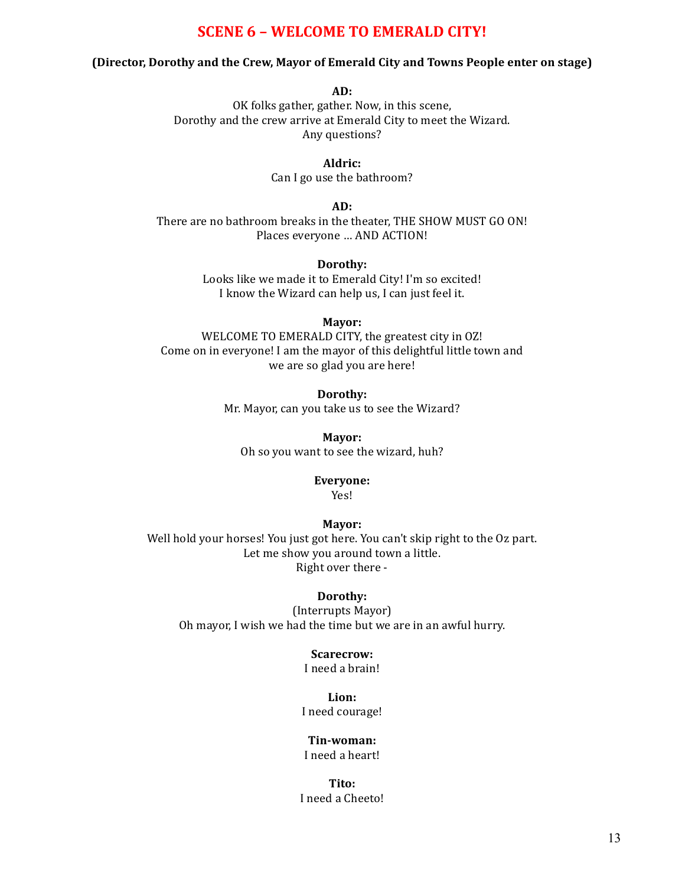# SCENE 6 – WELCOME TO EMERALD CITY!

**(Director, Dorothy and the Crew, Mayor of Emerald City and Towns People enter on stage)**

**AD:**
OK folks gather, gather. Now, in this scene,
Dorothy and the crew arrive at Emerald City to meet the Wizard.
Any questions?

**Aldric:**
Can I go use the bathroom?

**AD:**
There are no bathroom breaks in the theater, THE SHOW MUST GO ON!
Places everyone … AND ACTION!

**Dorothy:**
Looks like we made it to Emerald City! I'm so excited!
I know the Wizard can help us, I can just feel it.

**Mayor:**
WELCOME TO EMERALD CITY, the greatest city in OZ!
Come on in everyone! I am the mayor of this delightful little town and
we are so glad you are here!

**Dorothy:**
Mr. Mayor, can you take us to see the Wizard?

**Mayor:**
Oh so you want to see the wizard, huh?

**Everyone:**
Yes!

**Mayor:**
Well hold your horses! You just got here. You can't skip right to the Oz part.
Let me show you around town a little.
Right over there -

**Dorothy:**
(Interrupts Mayor)
Oh mayor, I wish we had the time but we are in an awful hurry.

**Scarecrow:**
I need a brain!

**Lion:**
I need courage!

**Tin-woman:**
I need a heart!

**Tito:**
I need a Cheeto!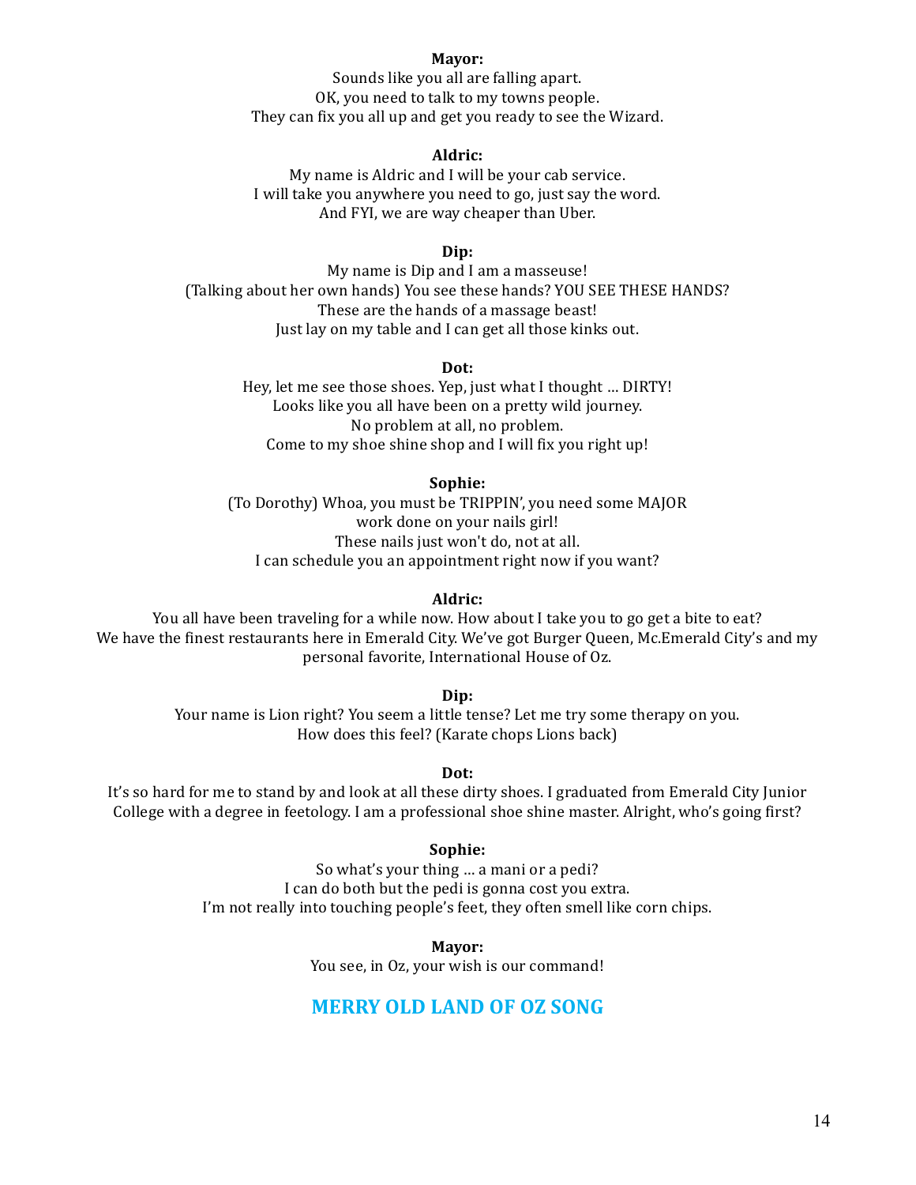**Mayor:**

Sounds like you all are falling apart.
OK, you need to talk to my towns people.
They can fix you all up and get you ready to see the Wizard.

**Aldric:**

My name is Aldric and I will be your cab service.
I will take you anywhere you need to go, just say the word.
And FYI, we are way cheaper than Uber.

**Dip:**

My name is Dip and I am a masseuse!
(Talking about her own hands) You see these hands? YOU SEE THESE HANDS?
These are the hands of a massage beast!
Just lay on my table and I can get all those kinks out.

**Dot:**

Hey, let me see those shoes. Yep, just what I thought … DIRTY!
Looks like you all have been on a pretty wild journey.
No problem at all, no problem.
Come to my shoe shine shop and I will fix you right up!

**Sophie:**

(To Dorothy) Whoa, you must be TRIPPIN', you need some MAJOR work done on your nails girl!
These nails just won't do, not at all.
I can schedule you an appointment right now if you want?

**Aldric:**

You all have been traveling for a while now. How about I take you to go get a bite to eat? We have the finest restaurants here in Emerald City. We've got Burger Queen, Mc.Emerald City's and my personal favorite, International House of Oz.

**Dip:**

Your name is Lion right? You seem a little tense? Let me try some therapy on you.
How does this feel? (Karate chops Lions back)

**Dot:**

It's so hard for me to stand by and look at all these dirty shoes. I graduated from Emerald City Junior College with a degree in feetology. I am a professional shoe shine master. Alright, who's going first?

**Sophie:**

So what's your thing … a mani or a pedi?
I can do both but the pedi is gonna cost you extra.
I'm not really into touching people's feet, they often smell like corn chips.

**Mayor:**

You see, in Oz, your wish is our command!

## MERRY OLD LAND OF OZ SONG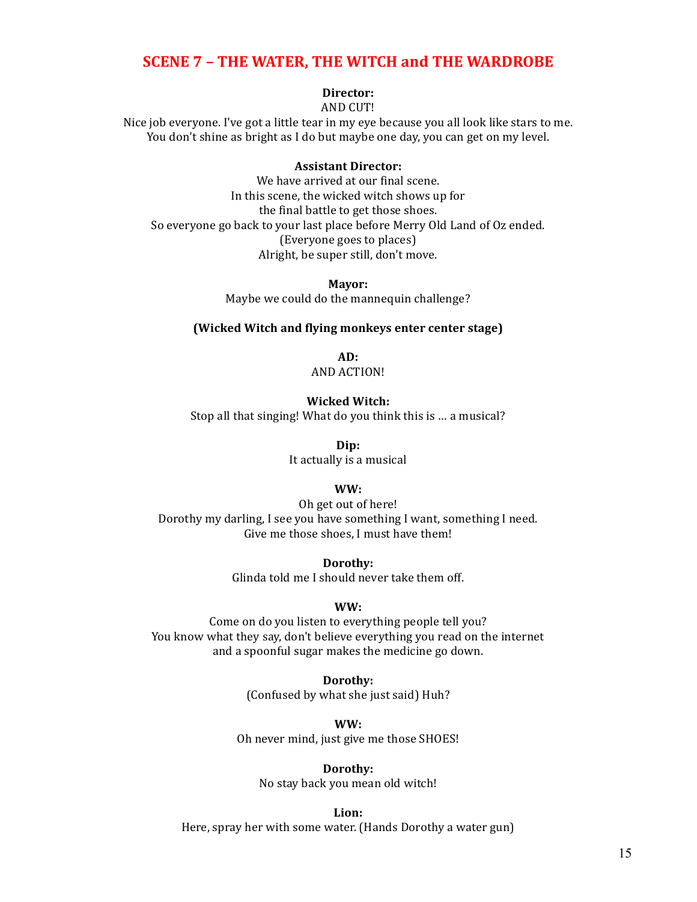## SCENE 7 – THE WATER, THE WITCH and THE WARDROBE

**Director:**
AND CUT!
Nice job everyone. I've got a little tear in my eye because you all look like stars to me.
You don't shine as bright as I do but maybe one day, you can get on my level.

**Assistant Director:**
We have arrived at our final scene.
In this scene, the wicked witch shows up for
the final battle to get those shoes.
So everyone go back to your last place before Merry Old Land of Oz ended.
(Everyone goes to places)
Alright, be super still, don't move.

**Mayor:**
Maybe we could do the mannequin challenge?

**(Wicked Witch and flying monkeys enter center stage)**

**AD:**
AND ACTION!

**Wicked Witch:**
Stop all that singing! What do you think this is … a musical?

**Dip:**
It actually is a musical

**WW:**
Oh get out of here!
Dorothy my darling, I see you have something I want, something I need.
Give me those shoes, I must have them!

**Dorothy:**
Glinda told me I should never take them off.

**WW:**
Come on do you listen to everything people tell you?
You know what they say, don't believe everything you read on the internet
and a spoonful sugar makes the medicine go down.

**Dorothy:**
(Confused by what she just said) Huh?

**WW:**
Oh never mind, just give me those SHOES!

**Dorothy:**
No stay back you mean old witch!

**Lion:**
Here, spray her with some water. (Hands Dorothy a water gun)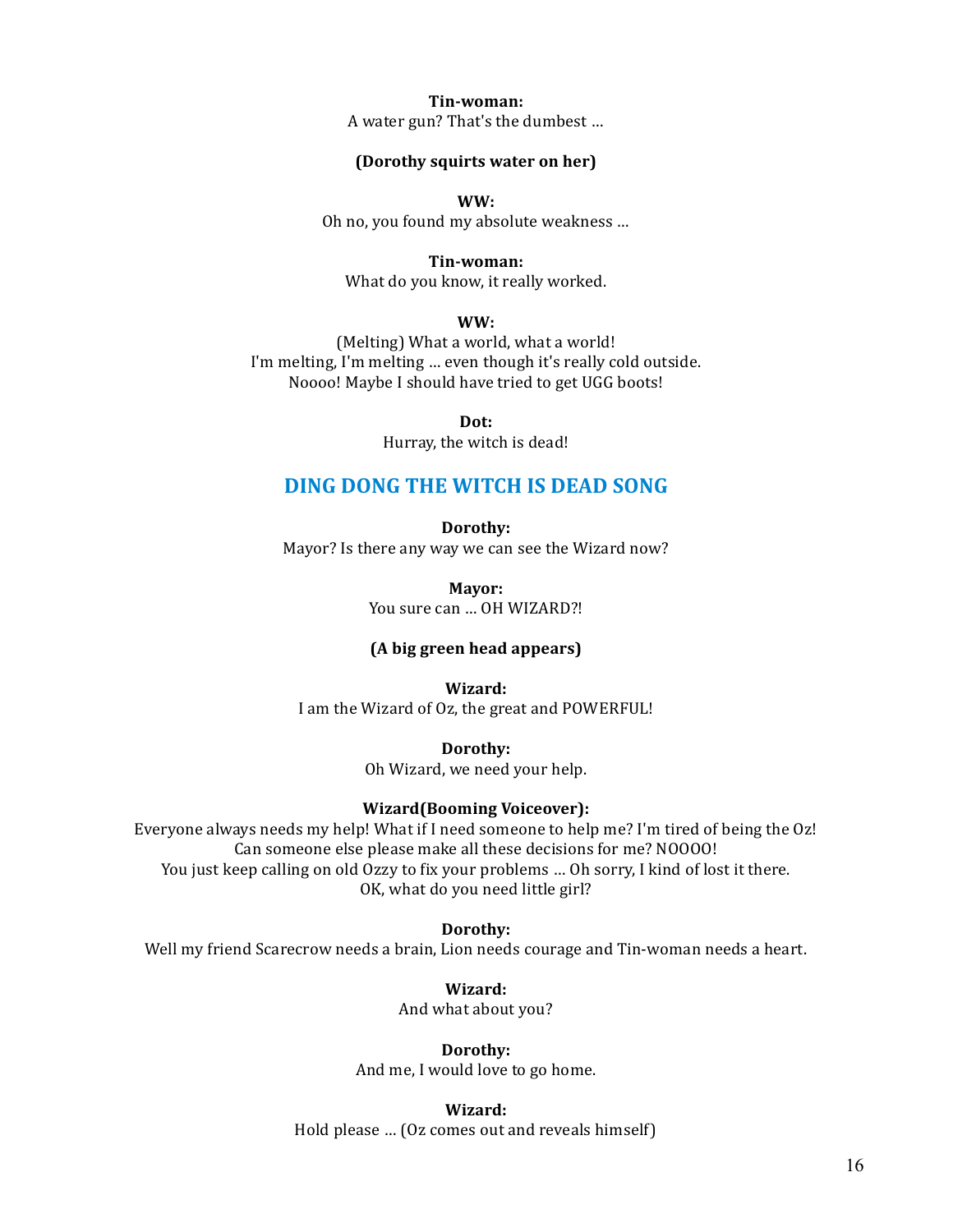**Tin-woman:**
A water gun? That's the dumbest …

**(Dorothy squirts water on her)**

**WW:**
Oh no, you found my absolute weakness …

**Tin-woman:**
What do you know, it really worked.

**WW:**
(Melting) What a world, what a world!
I'm melting, I'm melting … even though it's really cold outside.
Noooo! Maybe I should have tried to get UGG boots!

**Dot:**
Hurray, the witch is dead!

## DING DONG THE WITCH IS DEAD SONG

**Dorothy:**
Mayor? Is there any way we can see the Wizard now?

**Mayor:**
You sure can … OH WIZARD?!

**(A big green head appears)**

**Wizard:**
I am the Wizard of Oz, the great and POWERFUL!

**Dorothy:**
Oh Wizard, we need your help.

**Wizard(Booming Voiceover):**
Everyone always needs my help! What if I need someone to help me? I'm tired of being the Oz!
Can someone else please make all these decisions for me? NOOOO!
You just keep calling on old Ozzy to fix your problems … Oh sorry, I kind of lost it there.
OK, what do you need little girl?

**Dorothy:**
Well my friend Scarecrow needs a brain, Lion needs courage and Tin-woman needs a heart.

**Wizard:**
And what about you?

**Dorothy:**
And me, I would love to go home.

**Wizard:**
Hold please … (Oz comes out and reveals himself)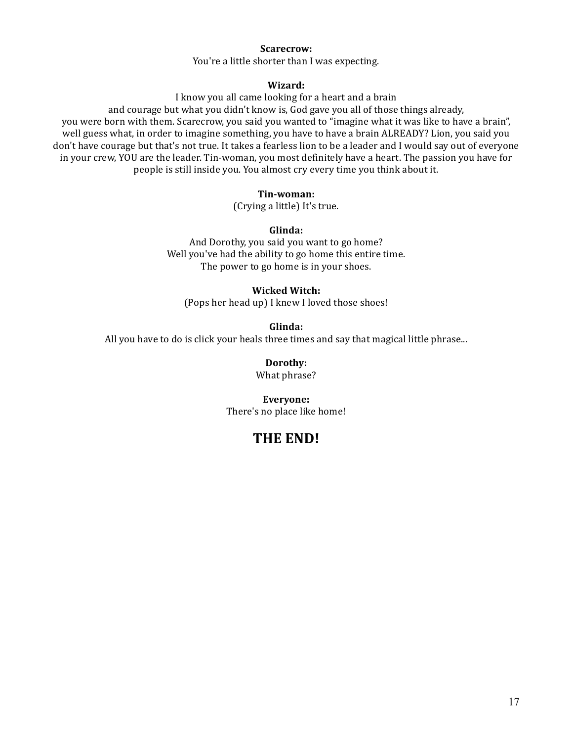**Scarecrow:**
You're a little shorter than I was expecting.

**Wizard:**
I know you all came looking for a heart and a brain and courage but what you didn't know is, God gave you all of those things already, you were born with them. Scarecrow, you said you wanted to "imagine what it was like to have a brain", well guess what, in order to imagine something, you have to have a brain ALREADY? Lion, you said you don't have courage but that's not true. It takes a fearless lion to be a leader and I would say out of everyone in your crew, YOU are the leader. Tin-woman, you most definitely have a heart. The passion you have for people is still inside you. You almost cry every time you think about it.

**Tin-woman:**
(Crying a little) It's true.

**Glinda:**
And Dorothy, you said you want to go home?
Well you've had the ability to go home this entire time.
The power to go home is in your shoes.

**Wicked Witch:**
(Pops her head up) I knew I loved those shoes!

**Glinda:**
All you have to do is click your heals three times and say that magical little phrase...

**Dorothy:**
What phrase?

**Everyone:**
There's no place like home!

## THE END!